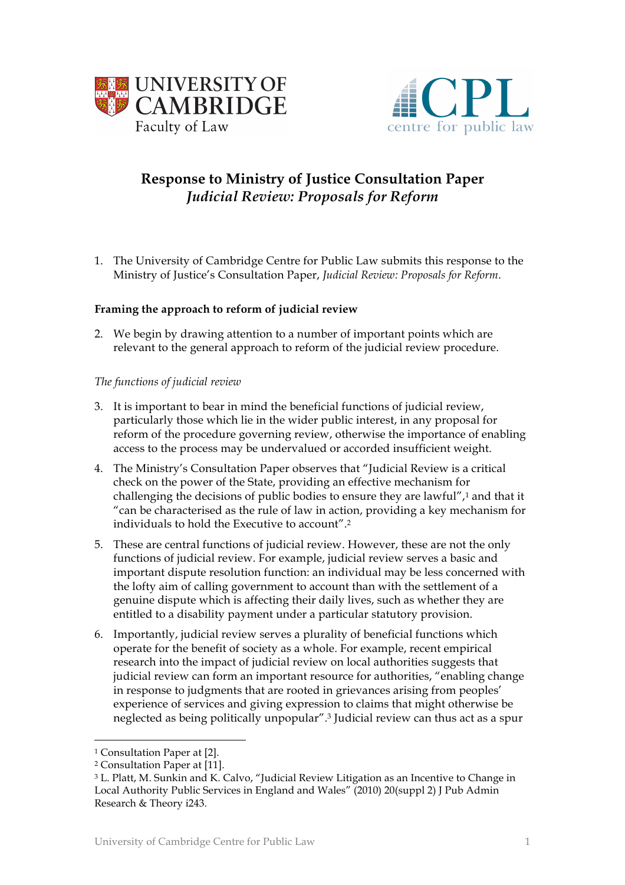# Response to Ministry of Justice Consultation Paper
## *Judicial Review: Proposals for Reform*

1. The University of Cambridge Centre for Public Law submits this response to the Ministry of Justice's Consultation Paper, *Judicial Review: Proposals for Reform*.

### Framing the approach to reform of judicial review

2. We begin by drawing attention to a number of important points which are relevant to the general approach to reform of the judicial review procedure.

#### *The functions of judicial review*

3. It is important to bear in mind the beneficial functions of judicial review, particularly those which lie in the wider public interest, in any proposal for reform of the procedure governing review, otherwise the importance of enabling access to the process may be undervalued or accorded insufficient weight.

4. The Ministry's Consultation Paper observes that "Judicial Review is a critical check on the power of the State, providing an effective mechanism for challenging the decisions of public bodies to ensure they are lawful",[1] and that it "can be characterised as the rule of law in action, providing a key mechanism for individuals to hold the Executive to account".[2]

5. These are central functions of judicial review. However, these are not the only functions of judicial review. For example, judicial review serves a basic and important dispute resolution function: an individual may be less concerned with the lofty aim of calling government to account than with the settlement of a genuine dispute which is affecting their daily lives, such as whether they are entitled to a disability payment under a particular statutory provision.

6. Importantly, judicial review serves a plurality of beneficial functions which operate for the benefit of society as a whole. For example, recent empirical research into the impact of judicial review on local authorities suggests that judicial review can form an important resource for authorities, "enabling change in response to judgments that are rooted in grievances arising from peoples' experience of services and giving expression to claims that might otherwise be neglected as being politically unpopular".[3] Judicial review can thus act as a spur

---

[1] Consultation Paper at [2].

[2] Consultation Paper at [11].

[3] L. Platt, M. Sunkin and K. Calvo, "Judicial Review Litigation as an Incentive to Change in Local Authority Public Services in England and Wales" (2010) 20(suppl 2) J Pub Admin Research & Theory i243.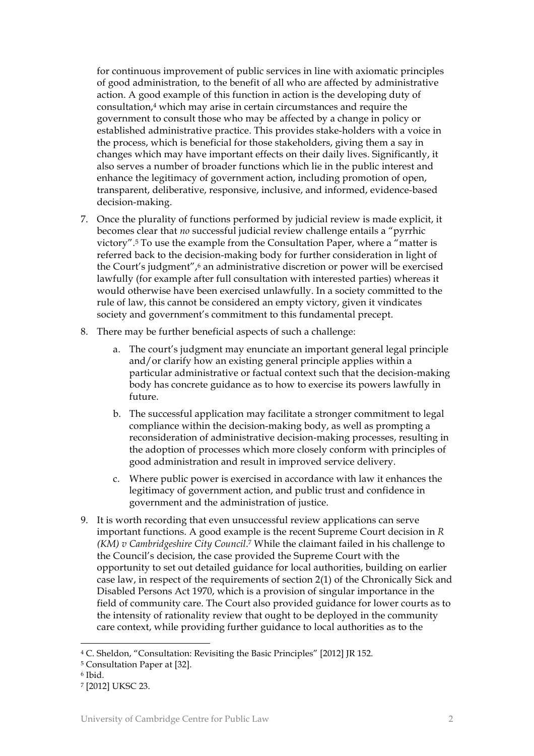for continuous improvement of public services in line with axiomatic principles of good administration, to the benefit of all who are affected by administrative action. A good example of this function in action is the developing duty of consultation,[4] which may arise in certain circumstances and require the government to consult those who may be affected by a change in policy or established administrative practice. This provides stake-holders with a voice in the process, which is beneficial for those stakeholders, giving them a say in changes which may have important effects on their daily lives. Significantly, it also serves a number of broader functions which lie in the public interest and enhance the legitimacy of government action, including promotion of open, transparent, deliberative, responsive, inclusive, and informed, evidence-based decision-making.

7. Once the plurality of functions performed by judicial review is made explicit, it becomes clear that *no* successful judicial review challenge entails a "pyrrhic victory".[5] To use the example from the Consultation Paper, where a "matter is referred back to the decision-making body for further consideration in light of the Court's judgment",[6] an administrative discretion or power will be exercised lawfully (for example after full consultation with interested parties) whereas it would otherwise have been exercised unlawfully. In a society committed to the rule of law, this cannot be considered an empty victory, given it vindicates society and government's commitment to this fundamental precept.

8. There may be further beneficial aspects of such a challenge:

    a. The court's judgment may enunciate an important general legal principle and/or clarify how an existing general principle applies within a particular administrative or factual context such that the decision-making body has concrete guidance as to how to exercise its powers lawfully in future.

    b. The successful application may facilitate a stronger commitment to legal compliance within the decision-making body, as well as prompting a reconsideration of administrative decision-making processes, resulting in the adoption of processes which more closely conform with principles of good administration and result in improved service delivery.

    c. Where public power is exercised in accordance with law it enhances the legitimacy of government action, and public trust and confidence in government and the administration of justice.

9. It is worth recording that even unsuccessful review applications can serve important functions. A good example is the recent Supreme Court decision in *R (KM) v Cambridgeshire City Council*.[7] While the claimant failed in his challenge to the Council's decision, the case provided the Supreme Court with the opportunity to set out detailed guidance for local authorities, building on earlier case law, in respect of the requirements of section 2(1) of the Chronically Sick and Disabled Persons Act 1970, which is a provision of singular importance in the field of community care. The Court also provided guidance for lower courts as to the intensity of rationality review that ought to be deployed in the community care context, while providing further guidance to local authorities as to the

---

[4] C. Sheldon, "Consultation: Revisiting the Basic Principles" [2012] JR 152.

[5] Consultation Paper at [32].

[6] Ibid.

[7] [2012] UKSC 23.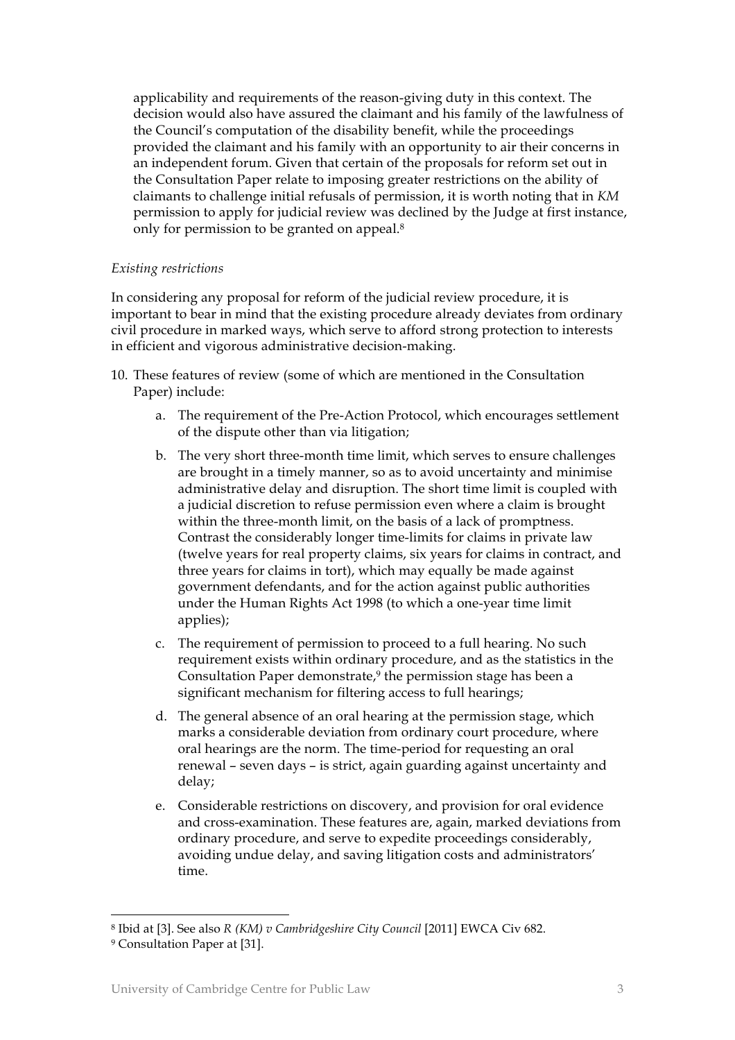applicability and requirements of the reason-giving duty in this context. The decision would also have assured the claimant and his family of the lawfulness of the Council's computation of the disability benefit, while the proceedings provided the claimant and his family with an opportunity to air their concerns in an independent forum. Given that certain of the proposals for reform set out in the Consultation Paper relate to imposing greater restrictions on the ability of claimants to challenge initial refusals of permission, it is worth noting that in *KM* permission to apply for judicial review was declined by the Judge at first instance, only for permission to be granted on appeal.[8]

*Existing restrictions*

In considering any proposal for reform of the judicial review procedure, it is important to bear in mind that the existing procedure already deviates from ordinary civil procedure in marked ways, which serve to afford strong protection to interests in efficient and vigorous administrative decision-making.

10. These features of review (some of which are mentioned in the Consultation Paper) include:

    a. The requirement of the Pre-Action Protocol, which encourages settlement of the dispute other than via litigation;

    b. The very short three-month time limit, which serves to ensure challenges are brought in a timely manner, so as to avoid uncertainty and minimise administrative delay and disruption. The short time limit is coupled with a judicial discretion to refuse permission even where a claim is brought within the three-month limit, on the basis of a lack of promptness. Contrast the considerably longer time-limits for claims in private law (twelve years for real property claims, six years for claims in contract, and three years for claims in tort), which may equally be made against government defendants, and for the action against public authorities under the Human Rights Act 1998 (to which a one-year time limit applies);

    c. The requirement of permission to proceed to a full hearing. No such requirement exists within ordinary procedure, and as the statistics in the Consultation Paper demonstrate,[9] the permission stage has been a significant mechanism for filtering access to full hearings;

    d. The general absence of an oral hearing at the permission stage, which marks a considerable deviation from ordinary court procedure, where oral hearings are the norm. The time-period for requesting an oral renewal – seven days – is strict, again guarding against uncertainty and delay;

    e. Considerable restrictions on discovery, and provision for oral evidence and cross-examination. These features are, again, marked deviations from ordinary procedure, and serve to expedite proceedings considerably, avoiding undue delay, and saving litigation costs and administrators' time.

---

[8] Ibid at [3]. See also *R (KM) v Cambridgeshire City Council* [2011] EWCA Civ 682.

[9] Consultation Paper at [31].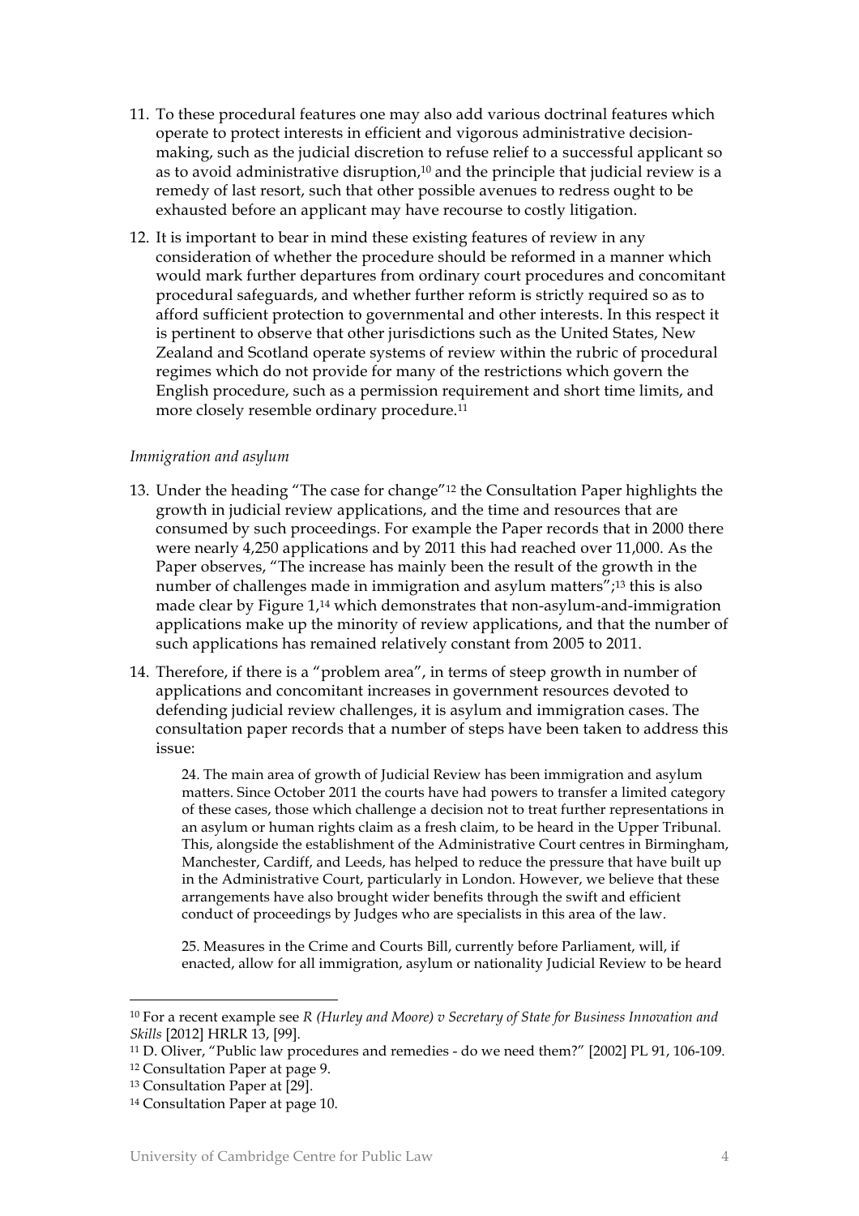11. To these procedural features one may also add various doctrinal features which operate to protect interests in efficient and vigorous administrative decision-making, such as the judicial discretion to refuse relief to a successful applicant so as to avoid administrative disruption,[10] and the principle that judicial review is a remedy of last resort, such that other possible avenues to redress ought to be exhausted before an applicant may have recourse to costly litigation.

12. It is important to bear in mind these existing features of review in any consideration of whether the procedure should be reformed in a manner which would mark further departures from ordinary court procedures and concomitant procedural safeguards, and whether further reform is strictly required so as to afford sufficient protection to governmental and other interests. In this respect it is pertinent to observe that other jurisdictions such as the United States, New Zealand and Scotland operate systems of review within the rubric of procedural regimes which do not provide for many of the restrictions which govern the English procedure, such as a permission requirement and short time limits, and more closely resemble ordinary procedure.[11]

*Immigration and asylum*

13. Under the heading "The case for change"[12] the Consultation Paper highlights the growth in judicial review applications, and the time and resources that are consumed by such proceedings. For example the Paper records that in 2000 there were nearly 4,250 applications and by 2011 this had reached over 11,000. As the Paper observes, "The increase has mainly been the result of the growth in the number of challenges made in immigration and asylum matters";[13] this is also made clear by Figure 1,[14] which demonstrates that non-asylum-and-immigration applications make up the minority of review applications, and that the number of such applications has remained relatively constant from 2005 to 2011.

14. Therefore, if there is a "problem area", in terms of steep growth in number of applications and concomitant increases in government resources devoted to defending judicial review challenges, it is asylum and immigration cases. The consultation paper records that a number of steps have been taken to address this issue:

> 24. The main area of growth of Judicial Review has been immigration and asylum matters. Since October 2011 the courts have had powers to transfer a limited category of these cases, those which challenge a decision not to treat further representations in an asylum or human rights claim as a fresh claim, to be heard in the Upper Tribunal. This, alongside the establishment of the Administrative Court centres in Birmingham, Manchester, Cardiff, and Leeds, has helped to reduce the pressure that have built up in the Administrative Court, particularly in London. However, we believe that these arrangements have also brought wider benefits through the swift and efficient conduct of proceedings by Judges who are specialists in this area of the law.
>
> 25. Measures in the Crime and Courts Bill, currently before Parliament, will, if enacted, allow for all immigration, asylum or nationality Judicial Review to be heard

---

[10] For a recent example see *R (Hurley and Moore) v Secretary of State for Business Innovation and Skills* [2012] HRLR 13, [99].

[11] D. Oliver, "Public law procedures and remedies - do we need them?" [2002] PL 91, 106-109.

[12] Consultation Paper at page 9.

[13] Consultation Paper at [29].

[14] Consultation Paper at page 10.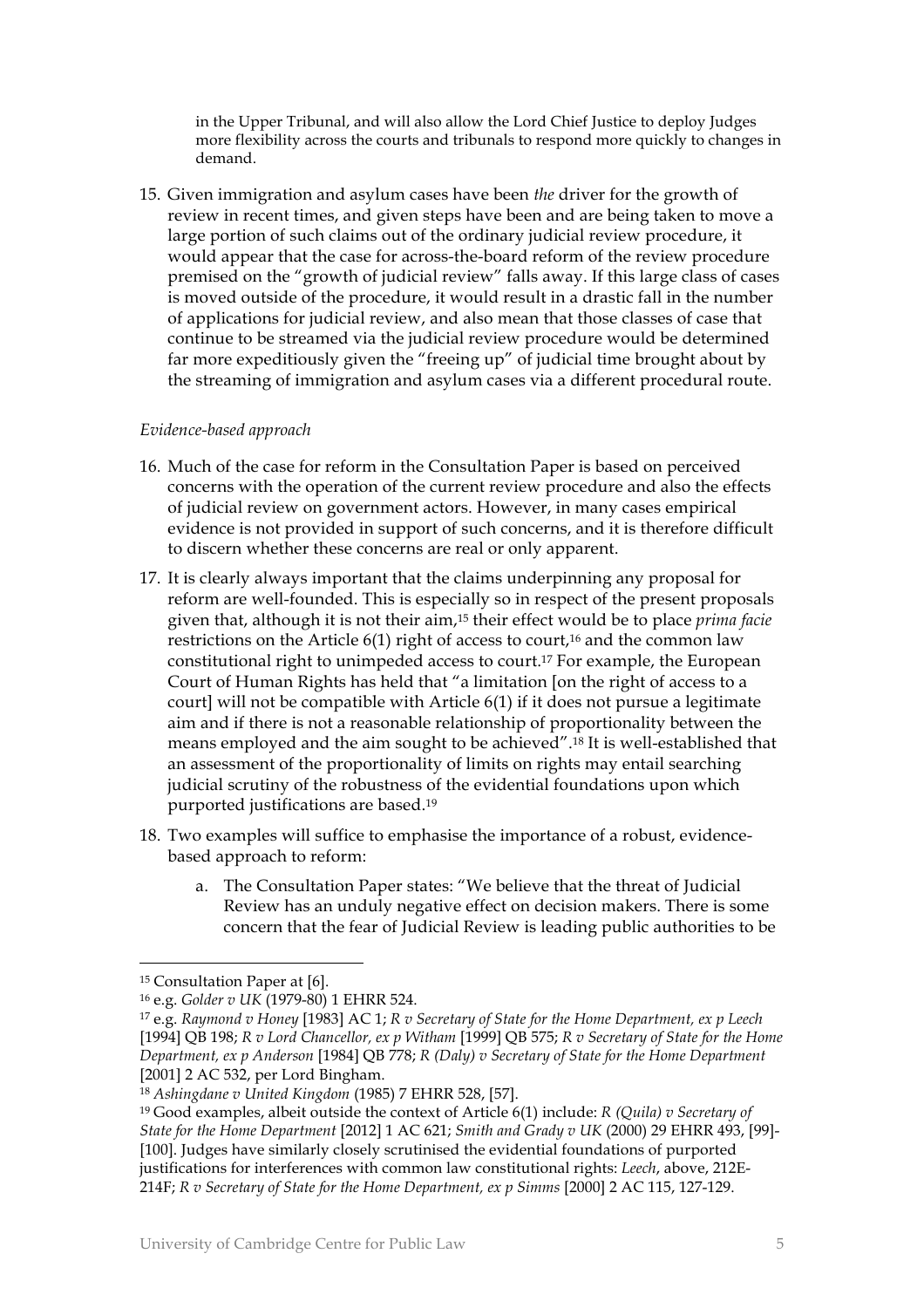in the Upper Tribunal, and will also allow the Lord Chief Justice to deploy Judges more flexibility across the courts and tribunals to respond more quickly to changes in demand.

15. Given immigration and asylum cases have been *the* driver for the growth of review in recent times, and given steps have been and are being taken to move a large portion of such claims out of the ordinary judicial review procedure, it would appear that the case for across-the-board reform of the review procedure premised on the "growth of judicial review" falls away. If this large class of cases is moved outside of the procedure, it would result in a drastic fall in the number of applications for judicial review, and also mean that those classes of case that continue to be streamed via the judicial review procedure would be determined far more expeditiously given the "freeing up" of judicial time brought about by the streaming of immigration and asylum cases via a different procedural route.

*Evidence-based approach*

16. Much of the case for reform in the Consultation Paper is based on perceived concerns with the operation of the current review procedure and also the effects of judicial review on government actors. However, in many cases empirical evidence is not provided in support of such concerns, and it is therefore difficult to discern whether these concerns are real or only apparent.

17. It is clearly always important that the claims underpinning any proposal for reform are well-founded. This is especially so in respect of the present proposals given that, although it is not their aim,[15] their effect would be to place *prima facie* restrictions on the Article 6(1) right of access to court,[16] and the common law constitutional right to unimpeded access to court.[17] For example, the European Court of Human Rights has held that "a limitation [on the right of access to a court] will not be compatible with Article 6(1) if it does not pursue a legitimate aim and if there is not a reasonable relationship of proportionality between the means employed and the aim sought to be achieved".[18] It is well-established that an assessment of the proportionality of limits on rights may entail searching judicial scrutiny of the robustness of the evidential foundations upon which purported justifications are based.[19]

18. Two examples will suffice to emphasise the importance of a robust, evidence-based approach to reform:

    a. The Consultation Paper states: "We believe that the threat of Judicial Review has an unduly negative effect on decision makers. There is some concern that the fear of Judicial Review is leading public authorities to be

---

[15] Consultation Paper at [6].

[16] e.g. *Golder v UK* (1979-80) 1 EHRR 524.

[17] e.g. *Raymond v Honey* [1983] AC 1; *R v Secretary of State for the Home Department, ex p Leech* [1994] QB 198; *R v Lord Chancellor, ex p Witham* [1999] QB 575; *R v Secretary of State for the Home Department, ex p Anderson* [1984] QB 778; *R (Daly) v Secretary of State for the Home Department* [2001] 2 AC 532, per Lord Bingham.

[18] *Ashingdane v United Kingdom* (1985) 7 EHRR 528, [57].

[19] Good examples, albeit outside the context of Article 6(1) include: *R (Quila) v Secretary of State for the Home Department* [2012] 1 AC 621; *Smith and Grady v UK* (2000) 29 EHRR 493, [99]-[100]. Judges have similarly closely scrutinised the evidential foundations of purported justifications for interferences with common law constitutional rights: *Leech*, above, 212E-214F; *R v Secretary of State for the Home Department, ex p Simms* [2000] 2 AC 115, 127-129.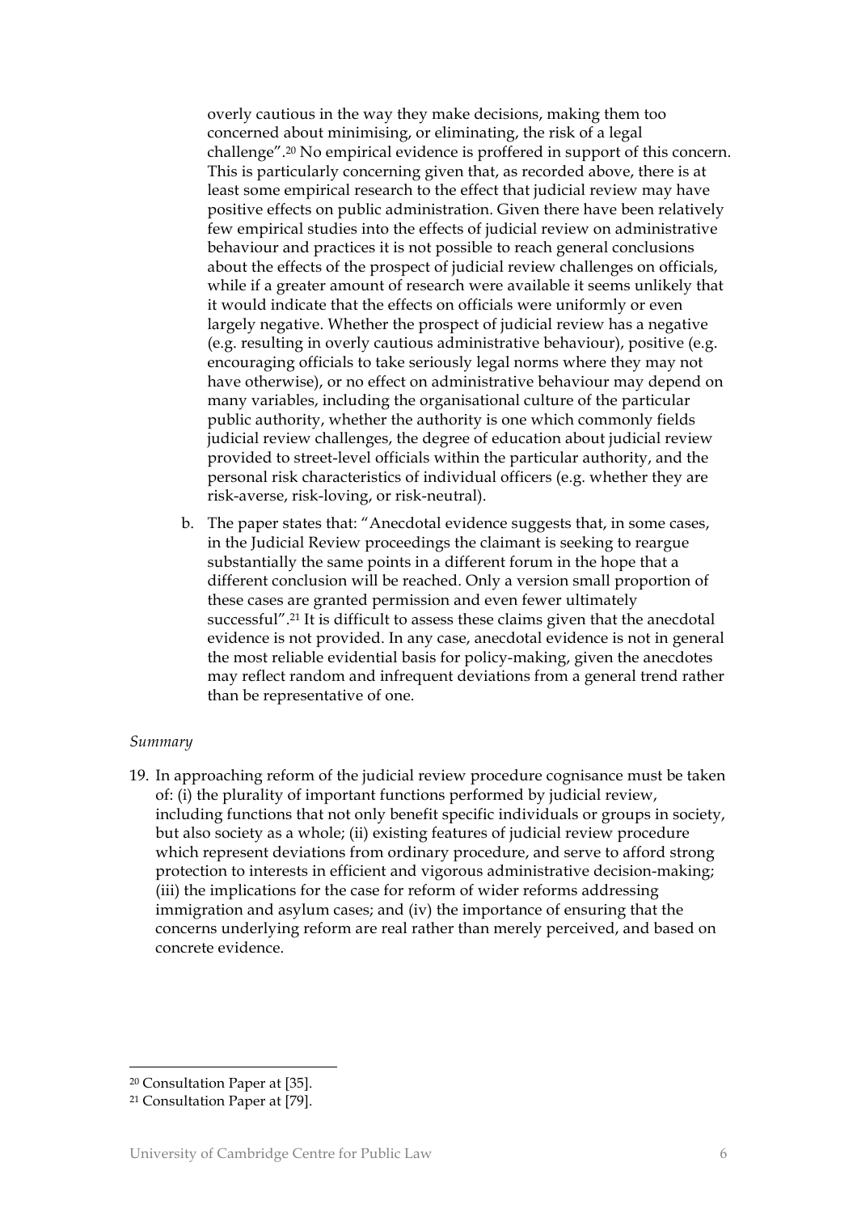overly cautious in the way they make decisions, making them too concerned about minimising, or eliminating, the risk of a legal challenge".[20] No empirical evidence is proffered in support of this concern. This is particularly concerning given that, as recorded above, there is at least some empirical research to the effect that judicial review may have positive effects on public administration. Given there have been relatively few empirical studies into the effects of judicial review on administrative behaviour and practices it is not possible to reach general conclusions about the effects of the prospect of judicial review challenges on officials, while if a greater amount of research were available it seems unlikely that it would indicate that the effects on officials were uniformly or even largely negative. Whether the prospect of judicial review has a negative (e.g. resulting in overly cautious administrative behaviour), positive (e.g. encouraging officials to take seriously legal norms where they may not have otherwise), or no effect on administrative behaviour may depend on many variables, including the organisational culture of the particular public authority, whether the authority is one which commonly fields judicial review challenges, the degree of education about judicial review provided to street-level officials within the particular authority, and the personal risk characteristics of individual officers (e.g. whether they are risk-averse, risk-loving, or risk-neutral).

b. The paper states that: "Anecdotal evidence suggests that, in some cases, in the Judicial Review proceedings the claimant is seeking to reargue substantially the same points in a different forum in the hope that a different conclusion will be reached. Only a version small proportion of these cases are granted permission and even fewer ultimately successful".[21] It is difficult to assess these claims given that the anecdotal evidence is not provided. In any case, anecdotal evidence is not in general the most reliable evidential basis for policy-making, given the anecdotes may reflect random and infrequent deviations from a general trend rather than be representative of one.

*Summary*

19. In approaching reform of the judicial review procedure cognisance must be taken of: (i) the plurality of important functions performed by judicial review, including functions that not only benefit specific individuals or groups in society, but also society as a whole; (ii) existing features of judicial review procedure which represent deviations from ordinary procedure, and serve to afford strong protection to interests in efficient and vigorous administrative decision-making; (iii) the implications for the case for reform of wider reforms addressing immigration and asylum cases; and (iv) the importance of ensuring that the concerns underlying reform are real rather than merely perceived, and based on concrete evidence.

[20] Consultation Paper at [35].

[21] Consultation Paper at [79].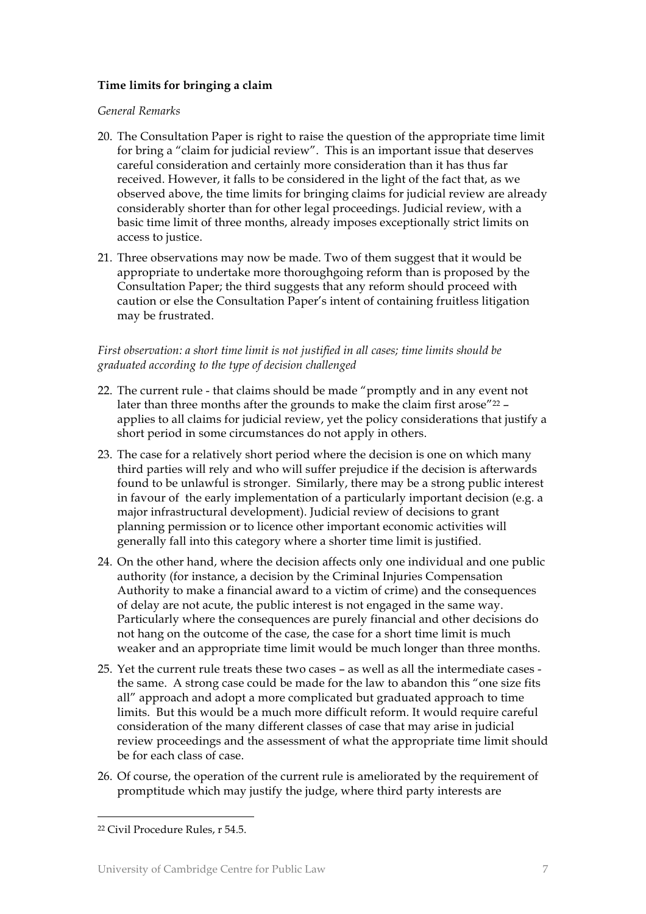**Time limits for bringing a claim**

*General Remarks*

20. The Consultation Paper is right to raise the question of the appropriate time limit for bring a "claim for judicial review". This is an important issue that deserves careful consideration and certainly more consideration than it has thus far received. However, it falls to be considered in the light of the fact that, as we observed above, the time limits for bringing claims for judicial review are already considerably shorter than for other legal proceedings. Judicial review, with a basic time limit of three months, already imposes exceptionally strict limits on access to justice.

21. Three observations may now be made. Two of them suggest that it would be appropriate to undertake more thoroughgoing reform than is proposed by the Consultation Paper; the third suggests that any reform should proceed with caution or else the Consultation Paper's intent of containing fruitless litigation may be frustrated.

*First observation: a short time limit is not justified in all cases; time limits should be graduated according to the type of decision challenged*

22. The current rule - that claims should be made "promptly and in any event not later than three months after the grounds to make the claim first arose"[22] – applies to all claims for judicial review, yet the policy considerations that justify a short period in some circumstances do not apply in others.

23. The case for a relatively short period where the decision is one on which many third parties will rely and who will suffer prejudice if the decision is afterwards found to be unlawful is stronger. Similarly, there may be a strong public interest in favour of the early implementation of a particularly important decision (e.g. a major infrastructural development). Judicial review of decisions to grant planning permission or to licence other important economic activities will generally fall into this category where a shorter time limit is justified.

24. On the other hand, where the decision affects only one individual and one public authority (for instance, a decision by the Criminal Injuries Compensation Authority to make a financial award to a victim of crime) and the consequences of delay are not acute, the public interest is not engaged in the same way. Particularly where the consequences are purely financial and other decisions do not hang on the outcome of the case, the case for a short time limit is much weaker and an appropriate time limit would be much longer than three months.

25. Yet the current rule treats these two cases – as well as all the intermediate cases - the same. A strong case could be made for the law to abandon this "one size fits all" approach and adopt a more complicated but graduated approach to time limits. But this would be a much more difficult reform. It would require careful consideration of the many different classes of case that may arise in judicial review proceedings and the assessment of what the appropriate time limit should be for each class of case.

26. Of course, the operation of the current rule is ameliorated by the requirement of promptitude which may justify the judge, where third party interests are

[22] Civil Procedure Rules, r 54.5.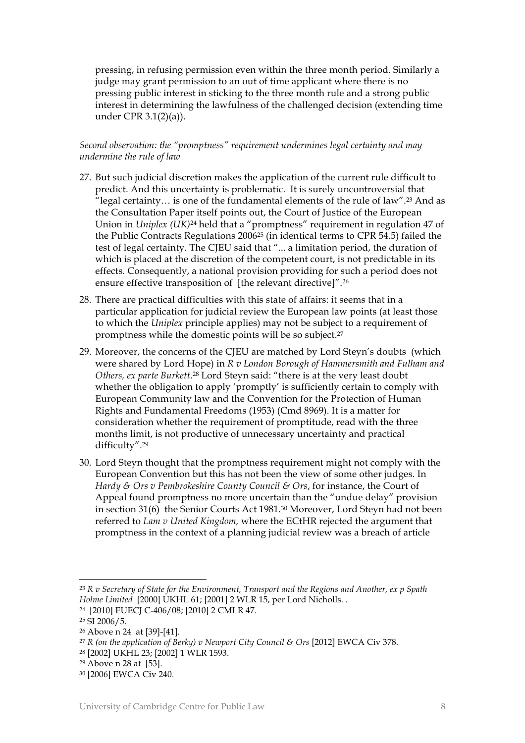pressing, in refusing permission even within the three month period. Similarly a judge may grant permission to an out of time applicant where there is no pressing public interest in sticking to the three month rule and a strong public interest in determining the lawfulness of the challenged decision (extending time under CPR 3.1(2)(a)).

*Second observation: the "promptness" requirement undermines legal certainty and may undermine the rule of law*

27. But such judicial discretion makes the application of the current rule difficult to predict. And this uncertainty is problematic. It is surely uncontroversial that "legal certainty… is one of the fundamental elements of the rule of law".[23] And as the Consultation Paper itself points out, the Court of Justice of the European Union in *Uniplex (UK)*[24] held that a "promptness" requirement in regulation 47 of the Public Contracts Regulations 2006[25] (in identical terms to CPR 54.5) failed the test of legal certainty. The CJEU said that "... a limitation period, the duration of which is placed at the discretion of the competent court, is not predictable in its effects. Consequently, a national provision providing for such a period does not ensure effective transposition of [the relevant directive]".[26]

28. There are practical difficulties with this state of affairs: it seems that in a particular application for judicial review the European law points (at least those to which the *Uniplex* principle applies) may not be subject to a requirement of promptness while the domestic points will be so subject.[27]

29. Moreover, the concerns of the CJEU are matched by Lord Steyn's doubts (which were shared by Lord Hope) in *R v London Borough of Hammersmith and Fulham and Others, ex parte Burkett*.[28] Lord Steyn said: "there is at the very least doubt whether the obligation to apply 'promptly' is sufficiently certain to comply with European Community law and the Convention for the Protection of Human Rights and Fundamental Freedoms (1953) (Cmd 8969). It is a matter for consideration whether the requirement of promptitude, read with the three months limit, is not productive of unnecessary uncertainty and practical difficulty".[29]

30. Lord Steyn thought that the promptness requirement might not comply with the European Convention but this has not been the view of some other judges. In *Hardy & Ors v Pembrokeshire County Council & Ors*, for instance, the Court of Appeal found promptness no more uncertain than the "undue delay" provision in section 31(6) the Senior Courts Act 1981.[30] Moreover, Lord Steyn had not been referred to *Lam v United Kingdom,* where the ECtHR rejected the argument that promptness in the context of a planning judicial review was a breach of article

---

[23] *R v Secretary of State for the Environment, Transport and the Regions and Another, ex p Spath Holme Limited* [2000] UKHL 61; [2001] 2 WLR 15, per Lord Nicholls. .

[24] [2010] EUECJ C-406/08; [2010] 2 CMLR 47.

[25] SI 2006/5.

[26] Above n 24 at [39]-[41].

[27] *R (on the application of Berky) v Newport City Council & Ors* [2012] EWCA Civ 378.

[28] [2002] UKHL 23; [2002] 1 WLR 1593.

[29] Above n 28 at [53].

[30] [2006] EWCA Civ 240.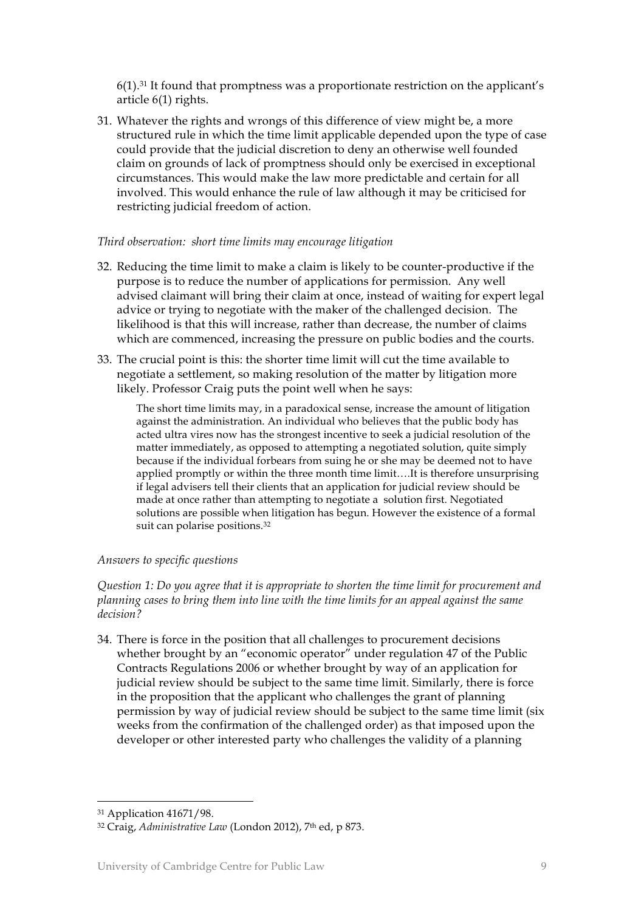6(1).[31] It found that promptness was a proportionate restriction on the applicant's article 6(1) rights.

31. Whatever the rights and wrongs of this difference of view might be, a more structured rule in which the time limit applicable depended upon the type of case could provide that the judicial discretion to deny an otherwise well founded claim on grounds of lack of promptness should only be exercised in exceptional circumstances. This would make the law more predictable and certain for all involved. This would enhance the rule of law although it may be criticised for restricting judicial freedom of action.

*Third observation: short time limits may encourage litigation*

32. Reducing the time limit to make a claim is likely to be counter-productive if the purpose is to reduce the number of applications for permission. Any well advised claimant will bring their claim at once, instead of waiting for expert legal advice or trying to negotiate with the maker of the challenged decision. The likelihood is that this will increase, rather than decrease, the number of claims which are commenced, increasing the pressure on public bodies and the courts.

33. The crucial point is this: the shorter time limit will cut the time available to negotiate a settlement, so making resolution of the matter by litigation more likely. Professor Craig puts the point well when he says:

    > The short time limits may, in a paradoxical sense, increase the amount of litigation against the administration. An individual who believes that the public body has acted ultra vires now has the strongest incentive to seek a judicial resolution of the matter immediately, as opposed to attempting a negotiated solution, quite simply because if the individual forbears from suing he or she may be deemed not to have applied promptly or within the three month time limit….It is therefore unsurprising if legal advisers tell their clients that an application for judicial review should be made at once rather than attempting to negotiate a solution first. Negotiated solutions are possible when litigation has begun. However the existence of a formal suit can polarise positions.[32]

*Answers to specific questions*

*Question 1: Do you agree that it is appropriate to shorten the time limit for procurement and planning cases to bring them into line with the time limits for an appeal against the same decision?*

34. There is force in the position that all challenges to procurement decisions whether brought by an "economic operator" under regulation 47 of the Public Contracts Regulations 2006 or whether brought by way of an application for judicial review should be subject to the same time limit. Similarly, there is force in the proposition that the applicant who challenges the grant of planning permission by way of judicial review should be subject to the same time limit (six weeks from the confirmation of the challenged order) as that imposed upon the developer or other interested party who challenges the validity of a planning

---

[31] Application 41671/98.

[32] Craig, *Administrative Law* (London 2012), 7th ed, p 873.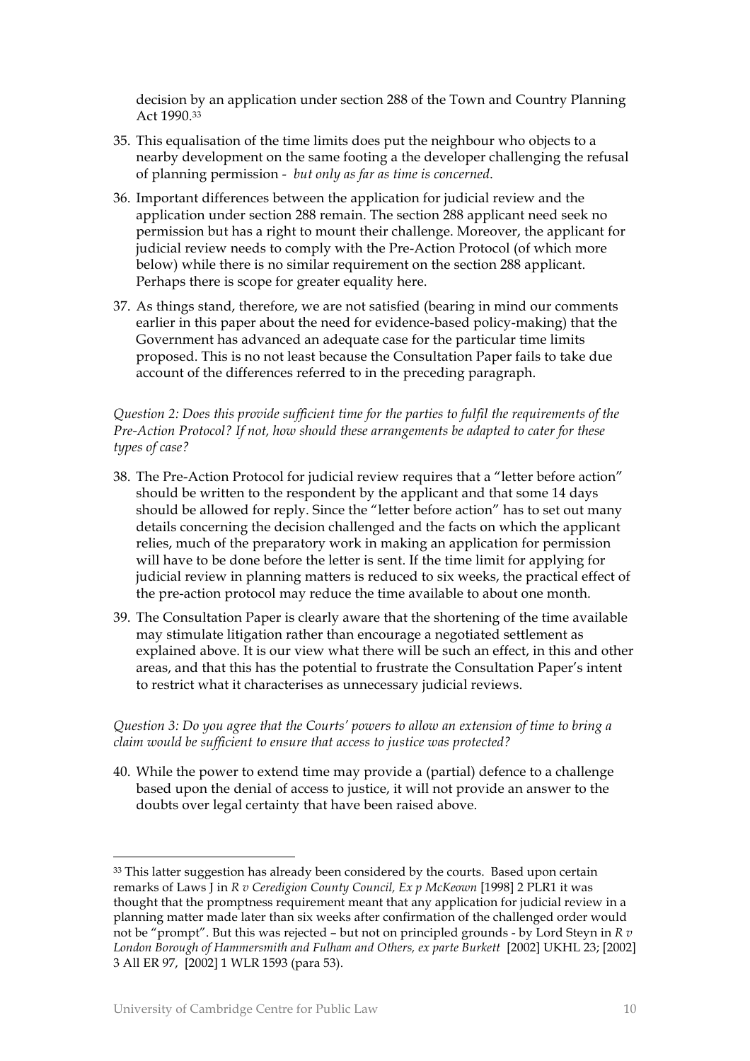decision by an application under section 288 of the Town and Country Planning Act 1990.[33]

35. This equalisation of the time limits does put the neighbour who objects to a nearby development on the same footing a the developer challenging the refusal of planning permission - *but only as far as time is concerned*.

36. Important differences between the application for judicial review and the application under section 288 remain. The section 288 applicant need seek no permission but has a right to mount their challenge. Moreover, the applicant for judicial review needs to comply with the Pre-Action Protocol (of which more below) while there is no similar requirement on the section 288 applicant. Perhaps there is scope for greater equality here.

37. As things stand, therefore, we are not satisfied (bearing in mind our comments earlier in this paper about the need for evidence-based policy-making) that the Government has advanced an adequate case for the particular time limits proposed. This is no not least because the Consultation Paper fails to take due account of the differences referred to in the preceding paragraph.

*Question 2: Does this provide sufficient time for the parties to fulfil the requirements of the Pre-Action Protocol? If not, how should these arrangements be adapted to cater for these types of case?*

38. The Pre-Action Protocol for judicial review requires that a "letter before action" should be written to the respondent by the applicant and that some 14 days should be allowed for reply. Since the "letter before action" has to set out many details concerning the decision challenged and the facts on which the applicant relies, much of the preparatory work in making an application for permission will have to be done before the letter is sent. If the time limit for applying for judicial review in planning matters is reduced to six weeks, the practical effect of the pre-action protocol may reduce the time available to about one month.

39. The Consultation Paper is clearly aware that the shortening of the time available may stimulate litigation rather than encourage a negotiated settlement as explained above. It is our view what there will be such an effect, in this and other areas, and that this has the potential to frustrate the Consultation Paper's intent to restrict what it characterises as unnecessary judicial reviews.

*Question 3: Do you agree that the Courts' powers to allow an extension of time to bring a claim would be sufficient to ensure that access to justice was protected?*

40. While the power to extend time may provide a (partial) defence to a challenge based upon the denial of access to justice, it will not provide an answer to the doubts over legal certainty that have been raised above.

---

[33] This latter suggestion has already been considered by the courts. Based upon certain remarks of Laws J in *R v Ceredigion County Council, Ex p McKeown* [1998] 2 PLR1 it was thought that the promptness requirement meant that any application for judicial review in a planning matter made later than six weeks after confirmation of the challenged order would not be "prompt". But this was rejected – but not on principled grounds - by Lord Steyn in *R v London Borough of Hammersmith and Fulham and Others, ex parte Burkett* [2002] UKHL 23; [2002] 3 All ER 97, [2002] 1 WLR 1593 (para 53).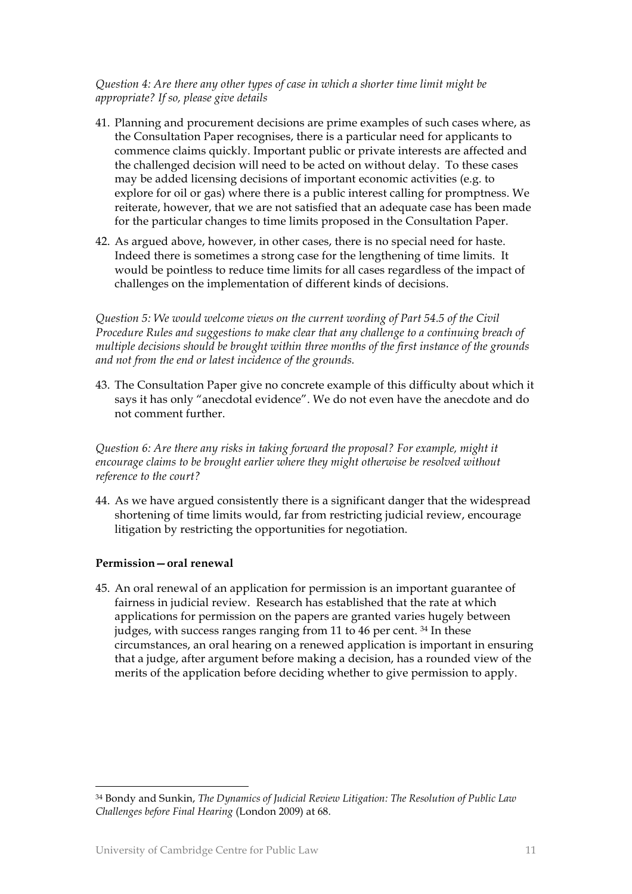*Question 4: Are there any other types of case in which a shorter time limit might be appropriate? If so, please give details*

41. Planning and procurement decisions are prime examples of such cases where, as the Consultation Paper recognises, there is a particular need for applicants to commence claims quickly. Important public or private interests are affected and the challenged decision will need to be acted on without delay. To these cases may be added licensing decisions of important economic activities (e.g. to explore for oil or gas) where there is a public interest calling for promptness. We reiterate, however, that we are not satisfied that an adequate case has been made for the particular changes to time limits proposed in the Consultation Paper.

42. As argued above, however, in other cases, there is no special need for haste. Indeed there is sometimes a strong case for the lengthening of time limits. It would be pointless to reduce time limits for all cases regardless of the impact of challenges on the implementation of different kinds of decisions.

*Question 5: We would welcome views on the current wording of Part 54.5 of the Civil Procedure Rules and suggestions to make clear that any challenge to a continuing breach of multiple decisions should be brought within three months of the first instance of the grounds and not from the end or latest incidence of the grounds.*

43. The Consultation Paper give no concrete example of this difficulty about which it says it has only "anecdotal evidence". We do not even have the anecdote and do not comment further.

*Question 6: Are there any risks in taking forward the proposal? For example, might it encourage claims to be brought earlier where they might otherwise be resolved without reference to the court?*

44. As we have argued consistently there is a significant danger that the widespread shortening of time limits would, far from restricting judicial review, encourage litigation by restricting the opportunities for negotiation.

**Permission—oral renewal**

45. An oral renewal of an application for permission is an important guarantee of fairness in judicial review. Research has established that the rate at which applications for permission on the papers are granted varies hugely between judges, with success ranges ranging from 11 to 46 per cent. [34] In these circumstances, an oral hearing on a renewed application is important in ensuring that a judge, after argument before making a decision, has a rounded view of the merits of the application before deciding whether to give permission to apply.

---

[34] Bondy and Sunkin, *The Dynamics of Judicial Review Litigation: The Resolution of Public Law Challenges before Final Hearing* (London 2009) at 68.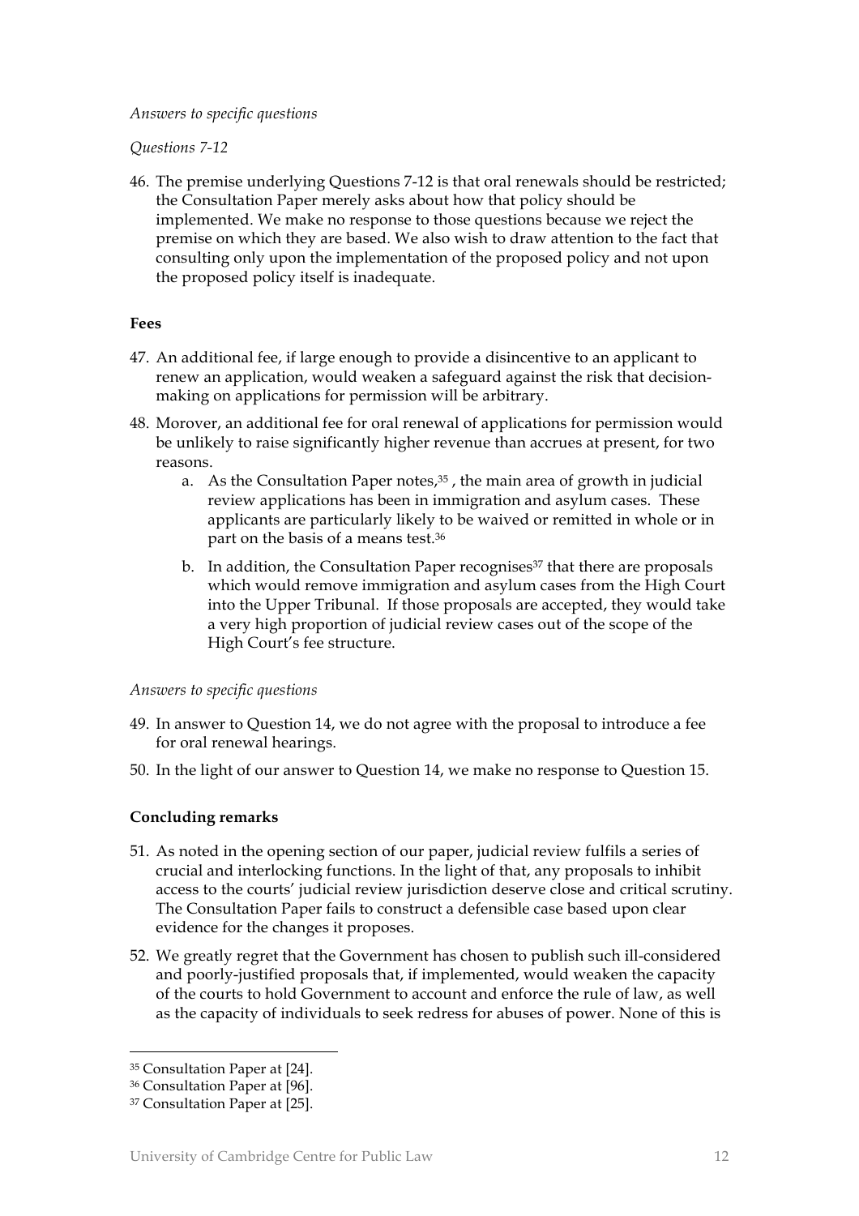*Answers to specific questions*

*Questions 7-12*

46. The premise underlying Questions 7-12 is that oral renewals should be restricted; the Consultation Paper merely asks about how that policy should be implemented. We make no response to those questions because we reject the premise on which they are based. We also wish to draw attention to the fact that consulting only upon the implementation of the proposed policy and not upon the proposed policy itself is inadequate.

**Fees**

47. An additional fee, if large enough to provide a disincentive to an applicant to renew an application, would weaken a safeguard against the risk that decision-making on applications for permission will be arbitrary.

48. Morover, an additional fee for oral renewal of applications for permission would be unlikely to raise significantly higher revenue than accrues at present, for two reasons.
    a. As the Consultation Paper notes,[35] , the main area of growth in judicial review applications has been in immigration and asylum cases. These applicants are particularly likely to be waived or remitted in whole or in part on the basis of a means test.[36]
    b. In addition, the Consultation Paper recognises[37] that there are proposals which would remove immigration and asylum cases from the High Court into the Upper Tribunal. If those proposals are accepted, they would take a very high proportion of judicial review cases out of the scope of the High Court's fee structure.

*Answers to specific questions*

49. In answer to Question 14, we do not agree with the proposal to introduce a fee for oral renewal hearings.

50. In the light of our answer to Question 14, we make no response to Question 15.

**Concluding remarks**

51. As noted in the opening section of our paper, judicial review fulfils a series of crucial and interlocking functions. In the light of that, any proposals to inhibit access to the courts' judicial review jurisdiction deserve close and critical scrutiny. The Consultation Paper fails to construct a defensible case based upon clear evidence for the changes it proposes.

52. We greatly regret that the Government has chosen to publish such ill-considered and poorly-justified proposals that, if implemented, would weaken the capacity of the courts to hold Government to account and enforce the rule of law, as well as the capacity of individuals to seek redress for abuses of power. None of this is

---

[35] Consultation Paper at [24].

[36] Consultation Paper at [96].

[37] Consultation Paper at [25].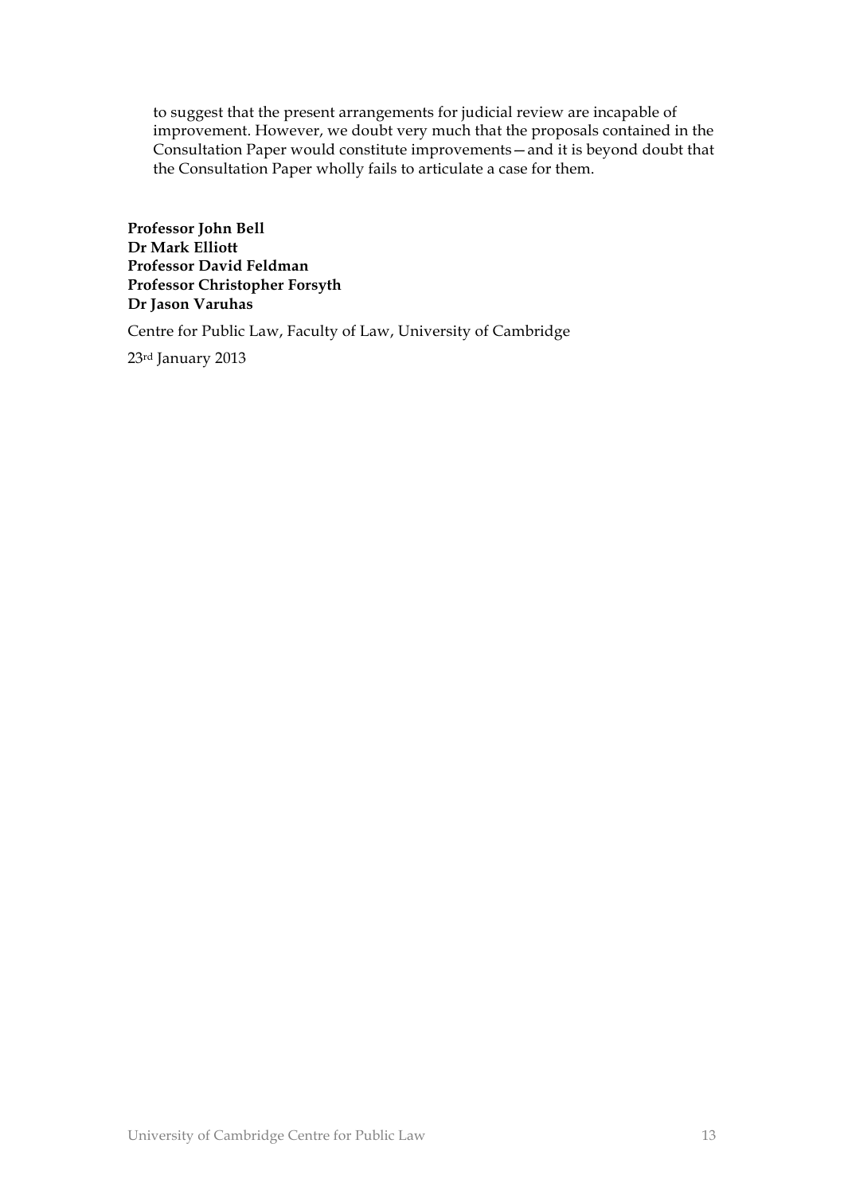to suggest that the present arrangements for judicial review are incapable of improvement. However, we doubt very much that the proposals contained in the Consultation Paper would constitute improvements—and it is beyond doubt that the Consultation Paper wholly fails to articulate a case for them.

**Professor John Bell**
**Dr Mark Elliott**
**Professor David Feldman**
**Professor Christopher Forsyth**
**Dr Jason Varuhas**

Centre for Public Law, Faculty of Law, University of Cambridge

23rd January 2013